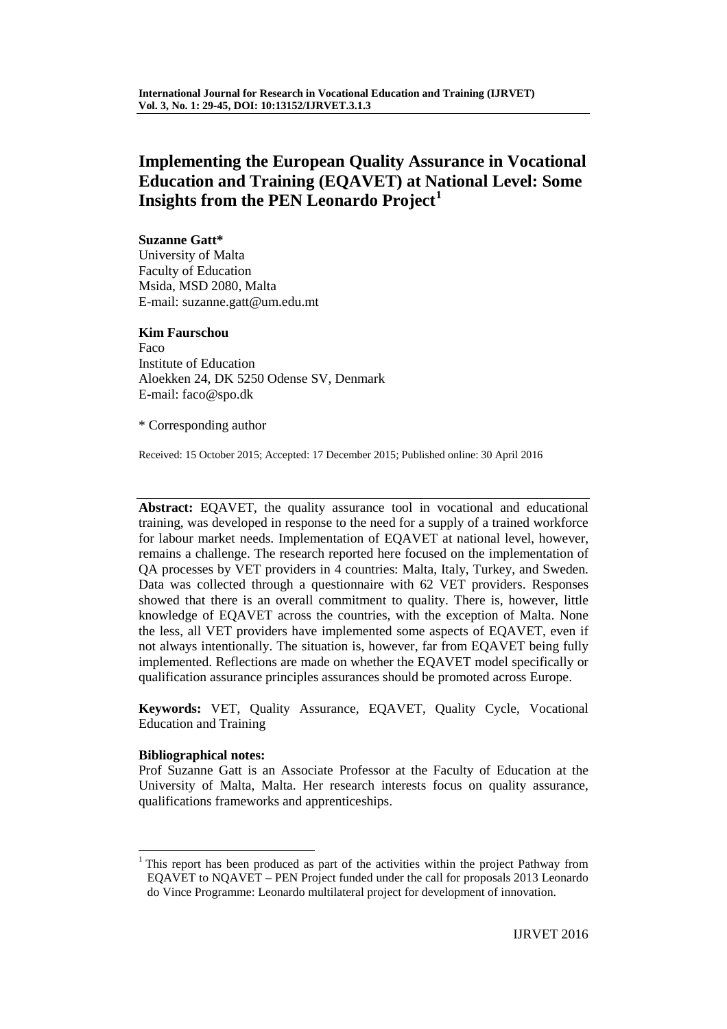# Implementing the European Quality Assurance in Vocational Education and Training (EQAVET) at National Level: Some Insights from the PEN Leonardo Project[1]

**Suzanne Gatt***
University of Malta
Faculty of Education
Msida, MSD 2080, Malta
E-mail: suzanne.gatt@um.edu.mt

**Kim Faurschou**
Faco
Institute of Education
Aloekken 24, DK 5250 Odense SV, Denmark
E-mail: faco@spo.dk

* Corresponding author

Received: 15 October 2015; Accepted: 17 December 2015; Published online: 30 April 2016

**Abstract:** EQAVET, the quality assurance tool in vocational and educational training, was developed in response to the need for a supply of a trained workforce for labour market needs. Implementation of EQAVET at national level, however, remains a challenge. The research reported here focused on the implementation of QA processes by VET providers in 4 countries: Malta, Italy, Turkey, and Sweden. Data was collected through a questionnaire with 62 VET providers. Responses showed that there is an overall commitment to quality. There is, however, little knowledge of EQAVET across the countries, with the exception of Malta. None the less, all VET providers have implemented some aspects of EQAVET, even if not always intentionally. The situation is, however, far from EQAVET being fully implemented. Reflections are made on whether the EQAVET model specifically or qualification assurance principles assurances should be promoted across Europe.

**Keywords:** VET, Quality Assurance, EQAVET, Quality Cycle, Vocational Education and Training

**Bibliographical notes:**
Prof Suzanne Gatt is an Associate Professor at the Faculty of Education at the University of Malta, Malta. Her research interests focus on quality assurance, qualifications frameworks and apprenticeships.

[1] This report has been produced as part of the activities within the project Pathway from EQAVET to NQAVET – PEN Project funded under the call for proposals 2013 Leonardo do Vince Programme: Leonardo multilateral project for development of innovation.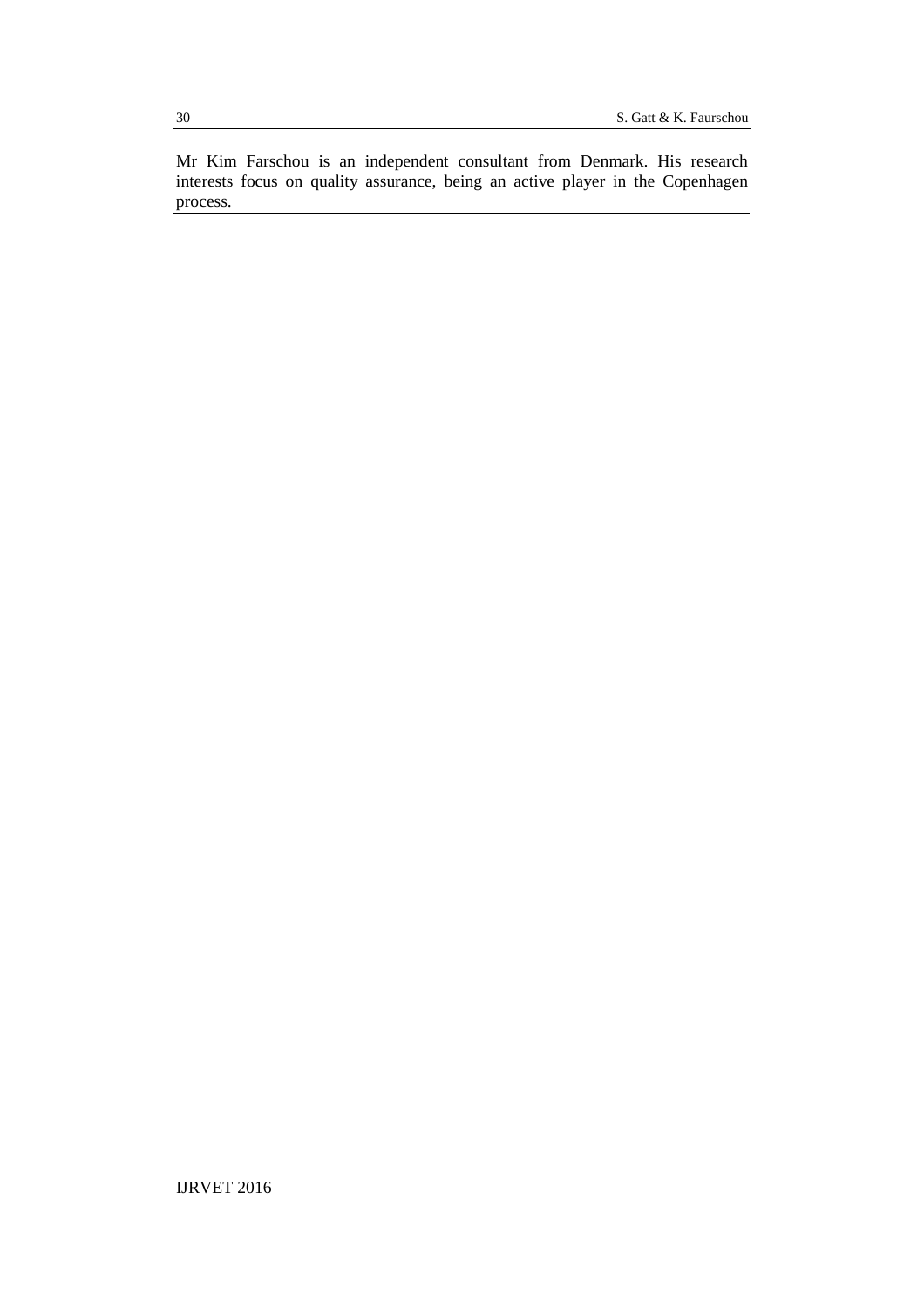Mr Kim Farschou is an independent consultant from Denmark. His research interests focus on quality assurance, being an active player in the Copenhagen process.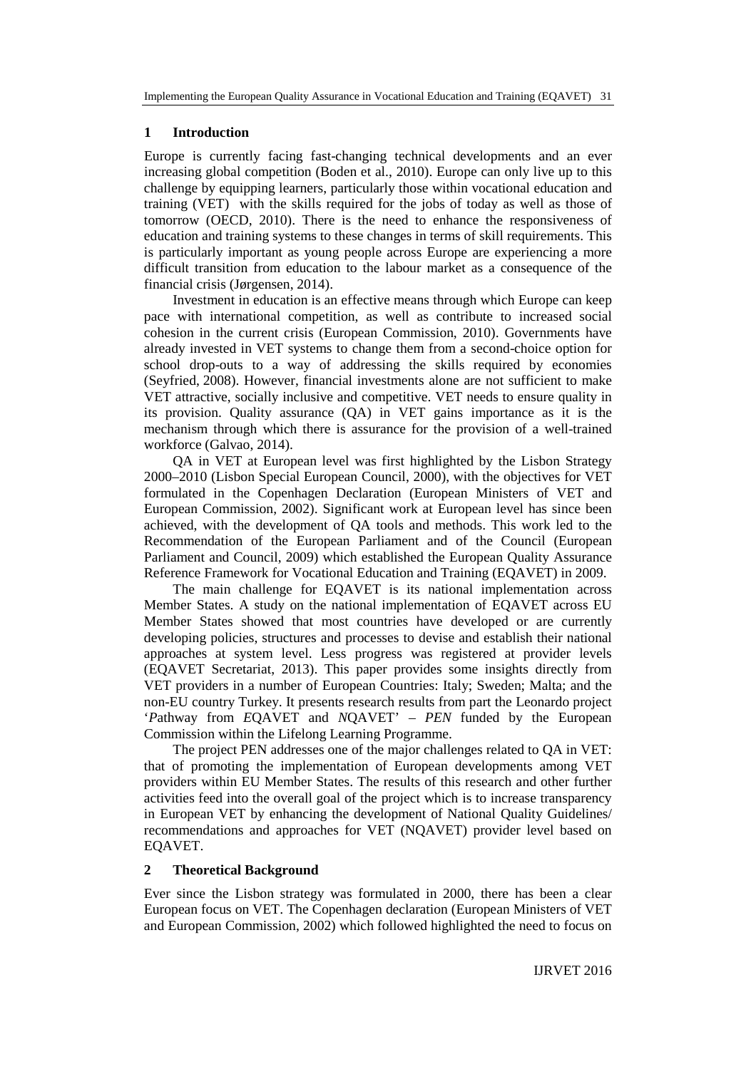## 1 Introduction

Europe is currently facing fast-changing technical developments and an ever increasing global competition (Boden et al., 2010). Europe can only live up to this challenge by equipping learners, particularly those within vocational education and training (VET) with the skills required for the jobs of today as well as those of tomorrow (OECD, 2010). There is the need to enhance the responsiveness of education and training systems to these changes in terms of skill requirements. This is particularly important as young people across Europe are experiencing a more difficult transition from education to the labour market as a consequence of the financial crisis (Jørgensen, 2014).

Investment in education is an effective means through which Europe can keep pace with international competition, as well as contribute to increased social cohesion in the current crisis (European Commission, 2010). Governments have already invested in VET systems to change them from a second-choice option for school drop-outs to a way of addressing the skills required by economies (Seyfried, 2008). However, financial investments alone are not sufficient to make VET attractive, socially inclusive and competitive. VET needs to ensure quality in its provision. Quality assurance (QA) in VET gains importance as it is the mechanism through which there is assurance for the provision of a well-trained workforce (Galvao, 2014).

QA in VET at European level was first highlighted by the Lisbon Strategy 2000–2010 (Lisbon Special European Council, 2000), with the objectives for VET formulated in the Copenhagen Declaration (European Ministers of VET and European Commission, 2002). Significant work at European level has since been achieved, with the development of QA tools and methods. This work led to the Recommendation of the European Parliament and of the Council (European Parliament and Council, 2009) which established the European Quality Assurance Reference Framework for Vocational Education and Training (EQAVET) in 2009.

The main challenge for EQAVET is its national implementation across Member States. A study on the national implementation of EQAVET across EU Member States showed that most countries have developed or are currently developing policies, structures and processes to devise and establish their national approaches at system level. Less progress was registered at provider levels (EQAVET Secretariat, 2013). This paper provides some insights directly from VET providers in a number of European Countries: Italy; Sweden; Malta; and the non-EU country Turkey. It presents research results from part the Leonardo project '*P*athway from *E*QAVET and *N*QAVET' – *PEN* funded by the European Commission within the Lifelong Learning Programme.

The project PEN addresses one of the major challenges related to QA in VET: that of promoting the implementation of European developments among VET providers within EU Member States. The results of this research and other further activities feed into the overall goal of the project which is to increase transparency in European VET by enhancing the development of National Quality Guidelines/ recommendations and approaches for VET (NQAVET) provider level based on EQAVET.

## 2 Theoretical Background

Ever since the Lisbon strategy was formulated in 2000, there has been a clear European focus on VET. The Copenhagen declaration (European Ministers of VET and European Commission, 2002) which followed highlighted the need to focus on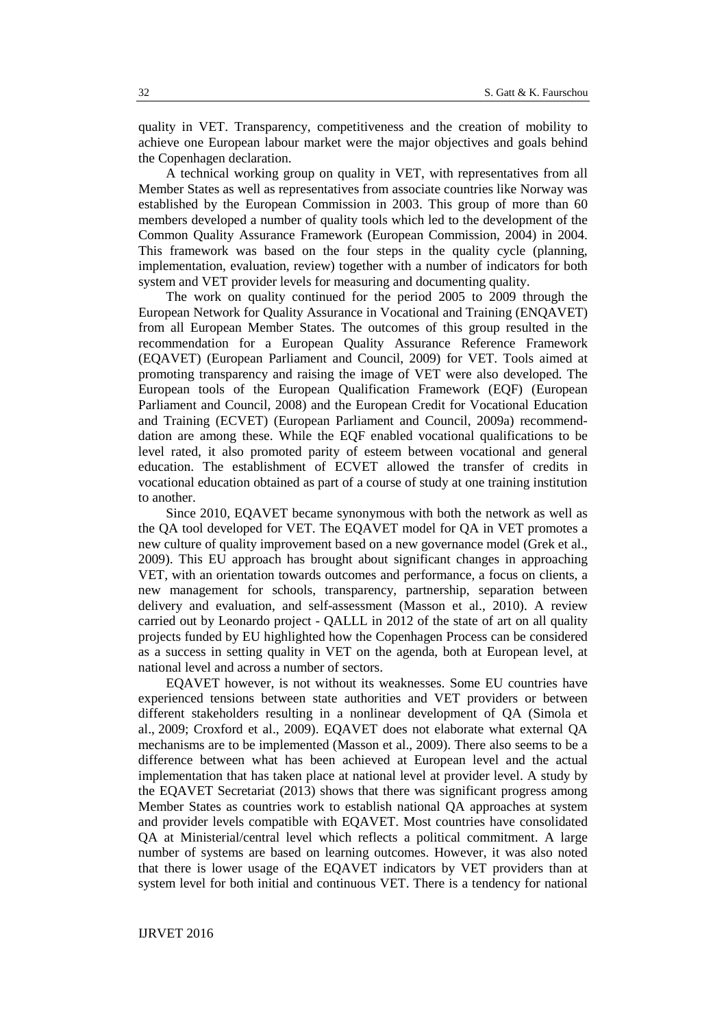quality in VET. Transparency, competitiveness and the creation of mobility to achieve one European labour market were the major objectives and goals behind the Copenhagen declaration.

A technical working group on quality in VET, with representatives from all Member States as well as representatives from associate countries like Norway was established by the European Commission in 2003. This group of more than 60 members developed a number of quality tools which led to the development of the Common Quality Assurance Framework (European Commission, 2004) in 2004. This framework was based on the four steps in the quality cycle (planning, implementation, evaluation, review) together with a number of indicators for both system and VET provider levels for measuring and documenting quality.

The work on quality continued for the period 2005 to 2009 through the European Network for Quality Assurance in Vocational and Training (ENQAVET) from all European Member States. The outcomes of this group resulted in the recommendation for a European Quality Assurance Reference Framework (EQAVET) (European Parliament and Council, 2009) for VET. Tools aimed at promoting transparency and raising the image of VET were also developed. The European tools of the European Qualification Framework (EQF) (European Parliament and Council, 2008) and the European Credit for Vocational Education and Training (ECVET) (European Parliament and Council, 2009a) recommenddation are among these. While the EQF enabled vocational qualifications to be level rated, it also promoted parity of esteem between vocational and general education. The establishment of ECVET allowed the transfer of credits in vocational education obtained as part of a course of study at one training institution to another.

Since 2010, EQAVET became synonymous with both the network as well as the QA tool developed for VET. The EQAVET model for QA in VET promotes a new culture of quality improvement based on a new governance model (Grek et al., 2009). This EU approach has brought about significant changes in approaching VET, with an orientation towards outcomes and performance, a focus on clients, a new management for schools, transparency, partnership, separation between delivery and evaluation, and self-assessment (Masson et al., 2010). A review carried out by Leonardo project - QALLL in 2012 of the state of art on all quality projects funded by EU highlighted how the Copenhagen Process can be considered as a success in setting quality in VET on the agenda, both at European level, at national level and across a number of sectors.

EQAVET however, is not without its weaknesses. Some EU countries have experienced tensions between state authorities and VET providers or between different stakeholders resulting in a nonlinear development of QA (Simola et al., 2009; Croxford et al., 2009). EQAVET does not elaborate what external QA mechanisms are to be implemented (Masson et al., 2009). There also seems to be a difference between what has been achieved at European level and the actual implementation that has taken place at national level at provider level. A study by the EQAVET Secretariat (2013) shows that there was significant progress among Member States as countries work to establish national QA approaches at system and provider levels compatible with EQAVET. Most countries have consolidated QA at Ministerial/central level which reflects a political commitment. A large number of systems are based on learning outcomes. However, it was also noted that there is lower usage of the EQAVET indicators by VET providers than at system level for both initial and continuous VET. There is a tendency for national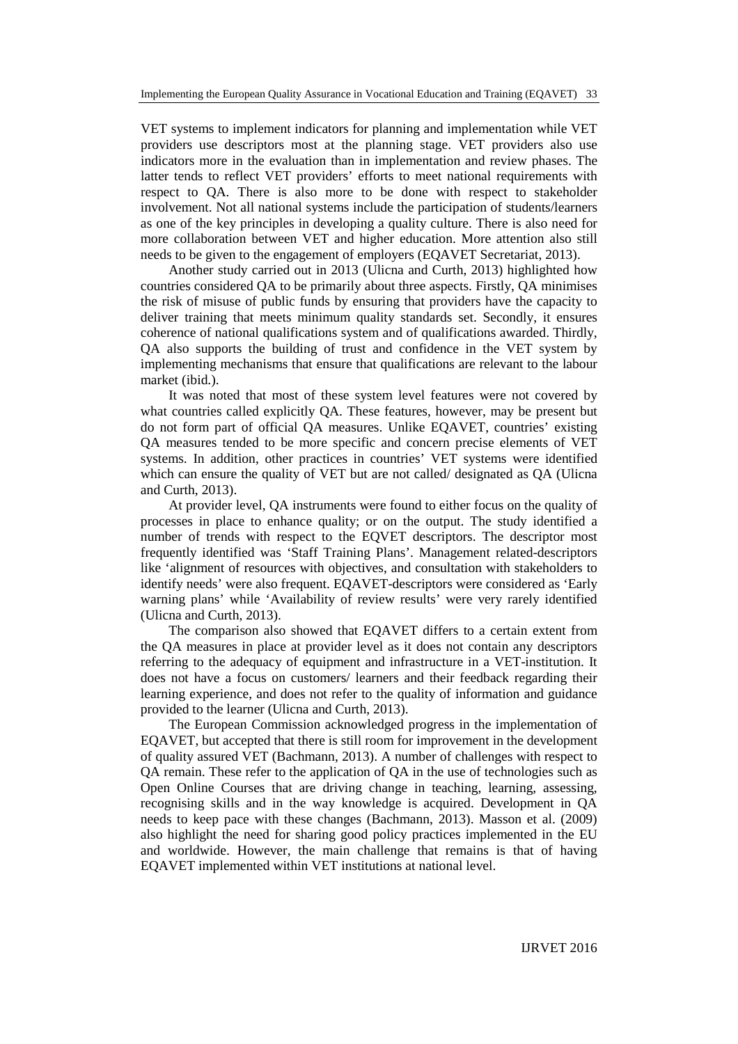VET systems to implement indicators for planning and implementation while VET providers use descriptors most at the planning stage. VET providers also use indicators more in the evaluation than in implementation and review phases. The latter tends to reflect VET providers' efforts to meet national requirements with respect to QA. There is also more to be done with respect to stakeholder involvement. Not all national systems include the participation of students/learners as one of the key principles in developing a quality culture. There is also need for more collaboration between VET and higher education. More attention also still needs to be given to the engagement of employers (EQAVET Secretariat, 2013).

Another study carried out in 2013 (Ulicna and Curth, 2013) highlighted how countries considered QA to be primarily about three aspects. Firstly, QA minimises the risk of misuse of public funds by ensuring that providers have the capacity to deliver training that meets minimum quality standards set. Secondly, it ensures coherence of national qualifications system and of qualifications awarded. Thirdly, QA also supports the building of trust and confidence in the VET system by implementing mechanisms that ensure that qualifications are relevant to the labour market (ibid.).

It was noted that most of these system level features were not covered by what countries called explicitly QA. These features, however, may be present but do not form part of official QA measures. Unlike EQAVET, countries' existing QA measures tended to be more specific and concern precise elements of VET systems. In addition, other practices in countries' VET systems were identified which can ensure the quality of VET but are not called/ designated as QA (Ulicna and Curth, 2013).

At provider level, QA instruments were found to either focus on the quality of processes in place to enhance quality; or on the output. The study identified a number of trends with respect to the EQVET descriptors. The descriptor most frequently identified was 'Staff Training Plans'. Management related-descriptors like 'alignment of resources with objectives, and consultation with stakeholders to identify needs' were also frequent. EQAVET-descriptors were considered as 'Early warning plans' while 'Availability of review results' were very rarely identified (Ulicna and Curth, 2013).

The comparison also showed that EQAVET differs to a certain extent from the QA measures in place at provider level as it does not contain any descriptors referring to the adequacy of equipment and infrastructure in a VET-institution. It does not have a focus on customers/ learners and their feedback regarding their learning experience, and does not refer to the quality of information and guidance provided to the learner (Ulicna and Curth, 2013).

The European Commission acknowledged progress in the implementation of EQAVET, but accepted that there is still room for improvement in the development of quality assured VET (Bachmann, 2013). A number of challenges with respect to QA remain. These refer to the application of QA in the use of technologies such as Open Online Courses that are driving change in teaching, learning, assessing, recognising skills and in the way knowledge is acquired. Development in QA needs to keep pace with these changes (Bachmann, 2013). Masson et al. (2009) also highlight the need for sharing good policy practices implemented in the EU and worldwide. However, the main challenge that remains is that of having EQAVET implemented within VET institutions at national level.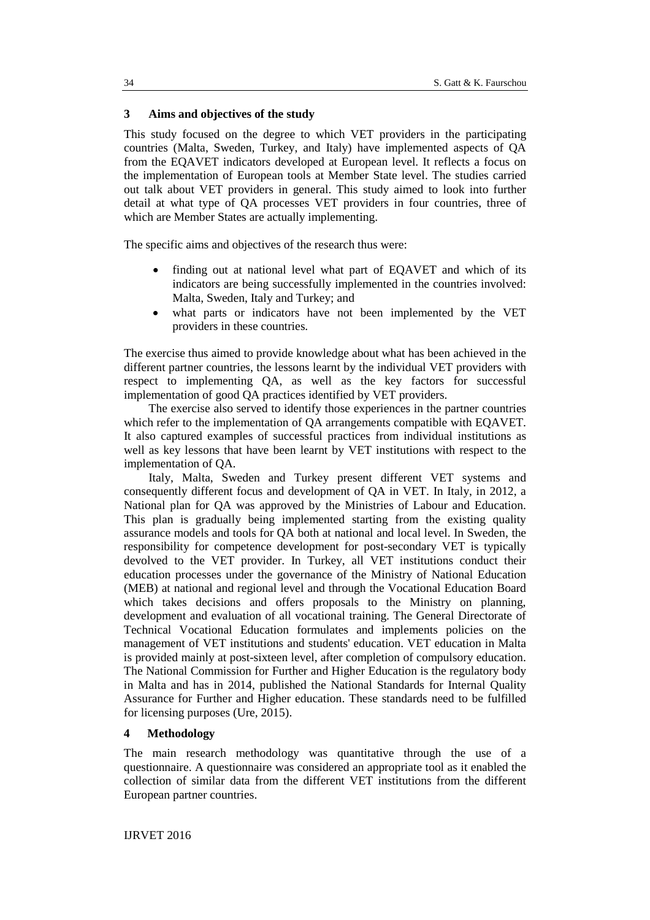## 3 Aims and objectives of the study

This study focused on the degree to which VET providers in the participating countries (Malta, Sweden, Turkey, and Italy) have implemented aspects of QA from the EQAVET indicators developed at European level. It reflects a focus on the implementation of European tools at Member State level. The studies carried out talk about VET providers in general. This study aimed to look into further detail at what type of QA processes VET providers in four countries, three of which are Member States are actually implementing.

The specific aims and objectives of the research thus were:

- finding out at national level what part of EQAVET and which of its indicators are being successfully implemented in the countries involved: Malta, Sweden, Italy and Turkey; and
- what parts or indicators have not been implemented by the VET providers in these countries.

The exercise thus aimed to provide knowledge about what has been achieved in the different partner countries, the lessons learnt by the individual VET providers with respect to implementing QA, as well as the key factors for successful implementation of good QA practices identified by VET providers.

The exercise also served to identify those experiences in the partner countries which refer to the implementation of QA arrangements compatible with EQAVET. It also captured examples of successful practices from individual institutions as well as key lessons that have been learnt by VET institutions with respect to the implementation of QA.

Italy, Malta, Sweden and Turkey present different VET systems and consequently different focus and development of QA in VET. In Italy, in 2012, a National plan for QA was approved by the Ministries of Labour and Education. This plan is gradually being implemented starting from the existing quality assurance models and tools for QA both at national and local level. In Sweden, the responsibility for competence development for post-secondary VET is typically devolved to the VET provider. In Turkey, all VET institutions conduct their education processes under the governance of the Ministry of National Education (MEB) at national and regional level and through the Vocational Education Board which takes decisions and offers proposals to the Ministry on planning, development and evaluation of all vocational training. The General Directorate of Technical Vocational Education formulates and implements policies on the management of VET institutions and students' education. VET education in Malta is provided mainly at post-sixteen level, after completion of compulsory education. The National Commission for Further and Higher Education is the regulatory body in Malta and has in 2014, published the National Standards for Internal Quality Assurance for Further and Higher education. These standards need to be fulfilled for licensing purposes (Ure, 2015).

## 4 Methodology

The main research methodology was quantitative through the use of a questionnaire. A questionnaire was considered an appropriate tool as it enabled the collection of similar data from the different VET institutions from the different European partner countries.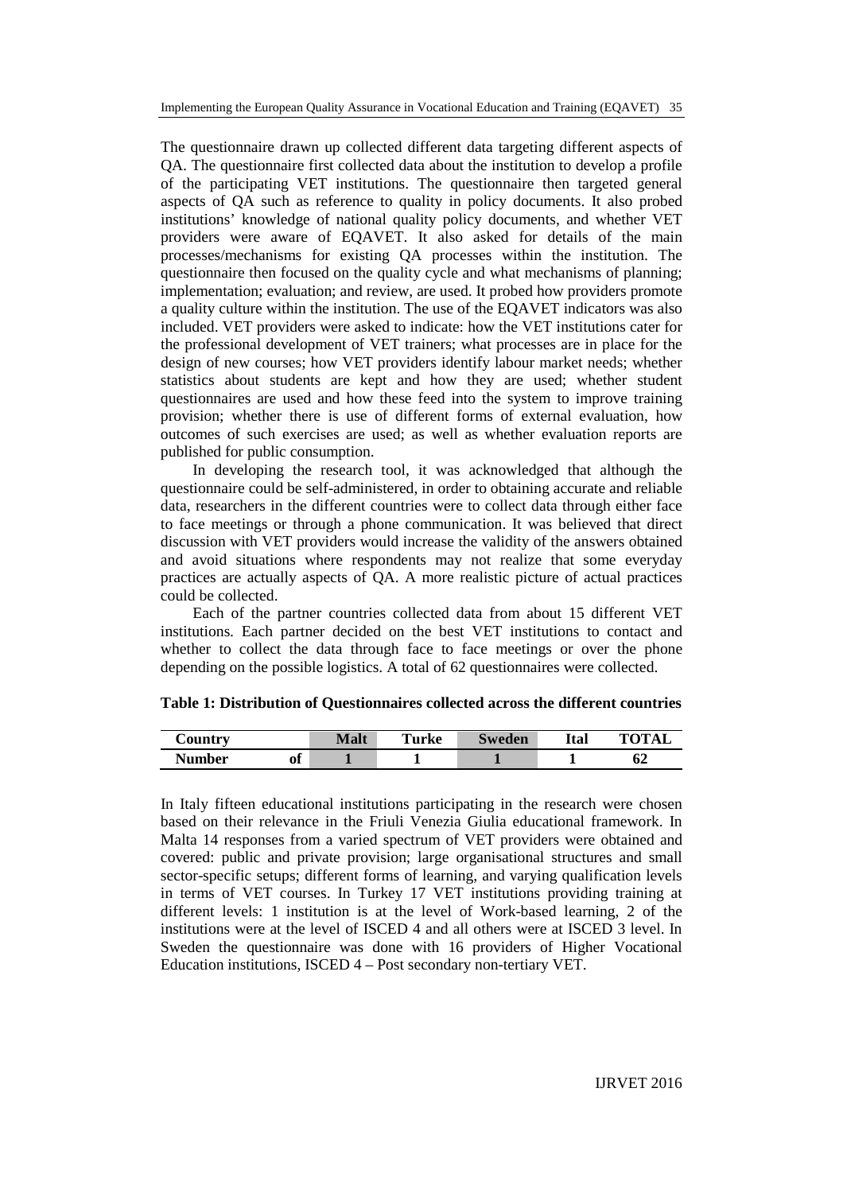The questionnaire drawn up collected different data targeting different aspects of QA. The questionnaire first collected data about the institution to develop a profile of the participating VET institutions. The questionnaire then targeted general aspects of QA such as reference to quality in policy documents. It also probed institutions' knowledge of national quality policy documents, and whether VET providers were aware of EQAVET. It also asked for details of the main processes/mechanisms for existing QA processes within the institution. The questionnaire then focused on the quality cycle and what mechanisms of planning; implementation; evaluation; and review, are used. It probed how providers promote a quality culture within the institution. The use of the EQAVET indicators was also included. VET providers were asked to indicate: how the VET institutions cater for the professional development of VET trainers; what processes are in place for the design of new courses; how VET providers identify labour market needs; whether statistics about students are kept and how they are used; whether student questionnaires are used and how these feed into the system to improve training provision; whether there is use of different forms of external evaluation, how outcomes of such exercises are used; as well as whether evaluation reports are published for public consumption.

In developing the research tool, it was acknowledged that although the questionnaire could be self-administered, in order to obtaining accurate and reliable data, researchers in the different countries were to collect data through either face to face meetings or through a phone communication. It was believed that direct discussion with VET providers would increase the validity of the answers obtained and avoid situations where respondents may not realize that some everyday practices are actually aspects of QA. A more realistic picture of actual practices could be collected.

Each of the partner countries collected data from about 15 different VET institutions. Each partner decided on the best VET institutions to contact and whether to collect the data through face to face meetings or over the phone depending on the possible logistics. A total of 62 questionnaires were collected.

**Table 1: Distribution of Questionnaires collected across the different countries**

| Country | Malt | Turke | Sweden | Ital | TOTAL |
|---|---|---|---|---|---|
| Number of | 1 | 1 | 1 | 1 | 62 |

In Italy fifteen educational institutions participating in the research were chosen based on their relevance in the Friuli Venezia Giulia educational framework. In Malta 14 responses from a varied spectrum of VET providers were obtained and covered: public and private provision; large organisational structures and small sector-specific setups; different forms of learning, and varying qualification levels in terms of VET courses. In Turkey 17 VET institutions providing training at different levels: 1 institution is at the level of Work-based learning, 2 of the institutions were at the level of ISCED 4 and all others were at ISCED 3 level. In Sweden the questionnaire was done with 16 providers of Higher Vocational Education institutions, ISCED 4 – Post secondary non-tertiary VET.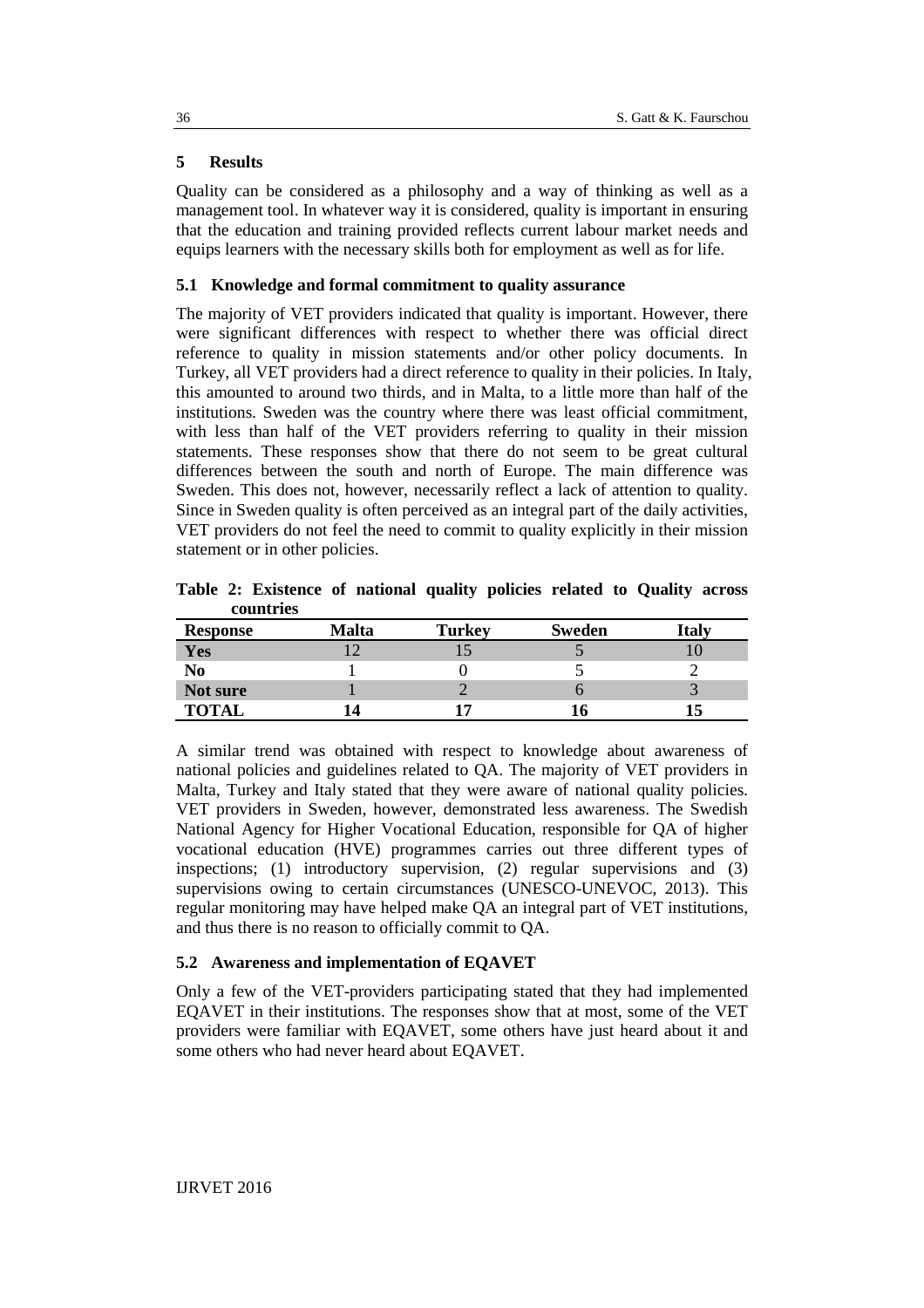## 5 Results

Quality can be considered as a philosophy and a way of thinking as well as a management tool. In whatever way it is considered, quality is important in ensuring that the education and training provided reflects current labour market needs and equips learners with the necessary skills both for employment as well as for life.

### 5.1 Knowledge and formal commitment to quality assurance

The majority of VET providers indicated that quality is important. However, there were significant differences with respect to whether there was official direct reference to quality in mission statements and/or other policy documents. In Turkey, all VET providers had a direct reference to quality in their policies. In Italy, this amounted to around two thirds, and in Malta, to a little more than half of the institutions. Sweden was the country where there was least official commitment, with less than half of the VET providers referring to quality in their mission statements. These responses show that there do not seem to be great cultural differences between the south and north of Europe. The main difference was Sweden. This does not, however, necessarily reflect a lack of attention to quality. Since in Sweden quality is often perceived as an integral part of the daily activities, VET providers do not feel the need to commit to quality explicitly in their mission statement or in other policies.

**Table 2: Existence of national quality policies related to Quality across countries**

| Response | Malta | Turkey | Sweden | Italy |
|---|---|---|---|---|
| **Yes** | 12 | 15 | 5 | 10 |
| **No** | 1 | 0 | 5 | 2 |
| **Not sure** | 1 | 2 | 6 | 3 |
| **TOTAL** | **14** | **17** | **16** | **15** |

A similar trend was obtained with respect to knowledge about awareness of national policies and guidelines related to QA. The majority of VET providers in Malta, Turkey and Italy stated that they were aware of national quality policies. VET providers in Sweden, however, demonstrated less awareness. The Swedish National Agency for Higher Vocational Education, responsible for QA of higher vocational education (HVE) programmes carries out three different types of inspections; (1) introductory supervision, (2) regular supervisions and (3) supervisions owing to certain circumstances (UNESCO-UNEVOC, 2013). This regular monitoring may have helped make QA an integral part of VET institutions, and thus there is no reason to officially commit to QA.

### 5.2 Awareness and implementation of EQAVET

Only a few of the VET-providers participating stated that they had implemented EQAVET in their institutions. The responses show that at most, some of the VET providers were familiar with EQAVET, some others have just heard about it and some others who had never heard about EQAVET.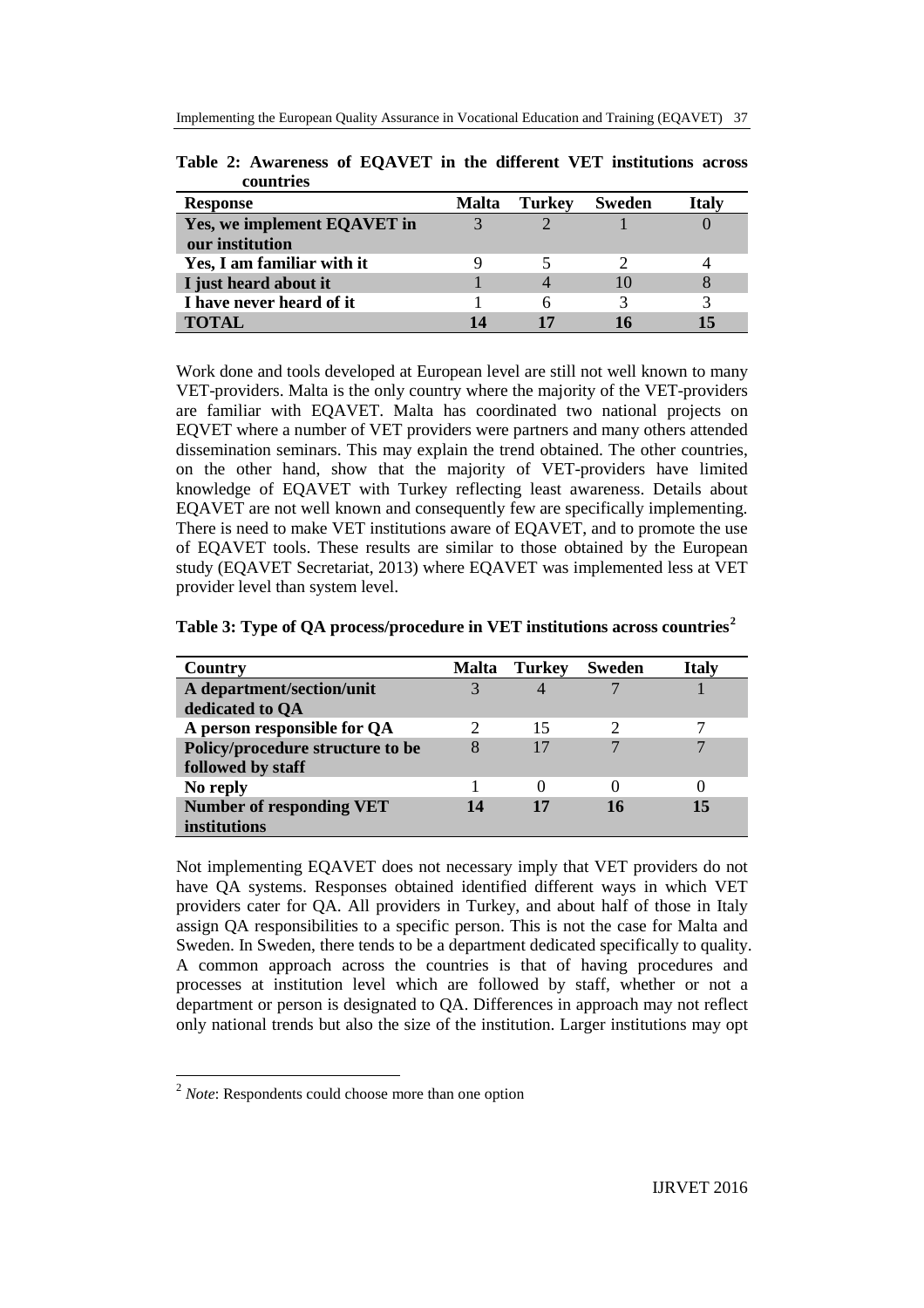**Table 2: Awareness of EQAVET in the different VET institutions across countries**

| Response | Malta | Turkey | Sweden | Italy |
|---|---|---|---|---|
| **Yes, we implement EQAVET in our institution** | 3 | 2 | 1 | 0 |
| **Yes, I am familiar with it** | 9 | 5 | 2 | 4 |
| **I just heard about it** | 1 | 4 | 10 | 8 |
| **I have never heard of it** | 1 | 6 | 3 | 3 |
| **TOTAL** | **14** | **17** | **16** | **15** |

Work done and tools developed at European level are still not well known to many VET-providers. Malta is the only country where the majority of the VET-providers are familiar with EQAVET. Malta has coordinated two national projects on EQVET where a number of VET providers were partners and many others attended dissemination seminars. This may explain the trend obtained. The other countries, on the other hand, show that the majority of VET-providers have limited knowledge of EQAVET with Turkey reflecting least awareness. Details about EQAVET are not well known and consequently few are specifically implementing. There is need to make VET institutions aware of EQAVET, and to promote the use of EQAVET tools. These results are similar to those obtained by the European study (EQAVET Secretariat, 2013) where EQAVET was implemented less at VET provider level than system level.

**Table 3: Type of QA process/procedure in VET institutions across countries[2]**

| Country | Malta | Turkey | Sweden | Italy |
|---|---|---|---|---|
| **A department/section/unit dedicated to QA** | 3 | 4 | 7 | 1 |
| **A person responsible for QA** | 2 | 15 | 2 | 7 |
| **Policy/procedure structure to be followed by staff** | 8 | 17 | 7 | 7 |
| **No reply** | 1 | 0 | 0 | 0 |
| **Number of responding VET institutions** | **14** | **17** | **16** | **15** |

Not implementing EQAVET does not necessary imply that VET providers do not have QA systems. Responses obtained identified different ways in which VET providers cater for QA. All providers in Turkey, and about half of those in Italy assign QA responsibilities to a specific person. This is not the case for Malta and Sweden. In Sweden, there tends to be a department dedicated specifically to quality. A common approach across the countries is that of having procedures and processes at institution level which are followed by staff, whether or not a department or person is designated to QA. Differences in approach may not reflect only national trends but also the size of the institution. Larger institutions may opt

[2] *Note*: Respondents could choose more than one option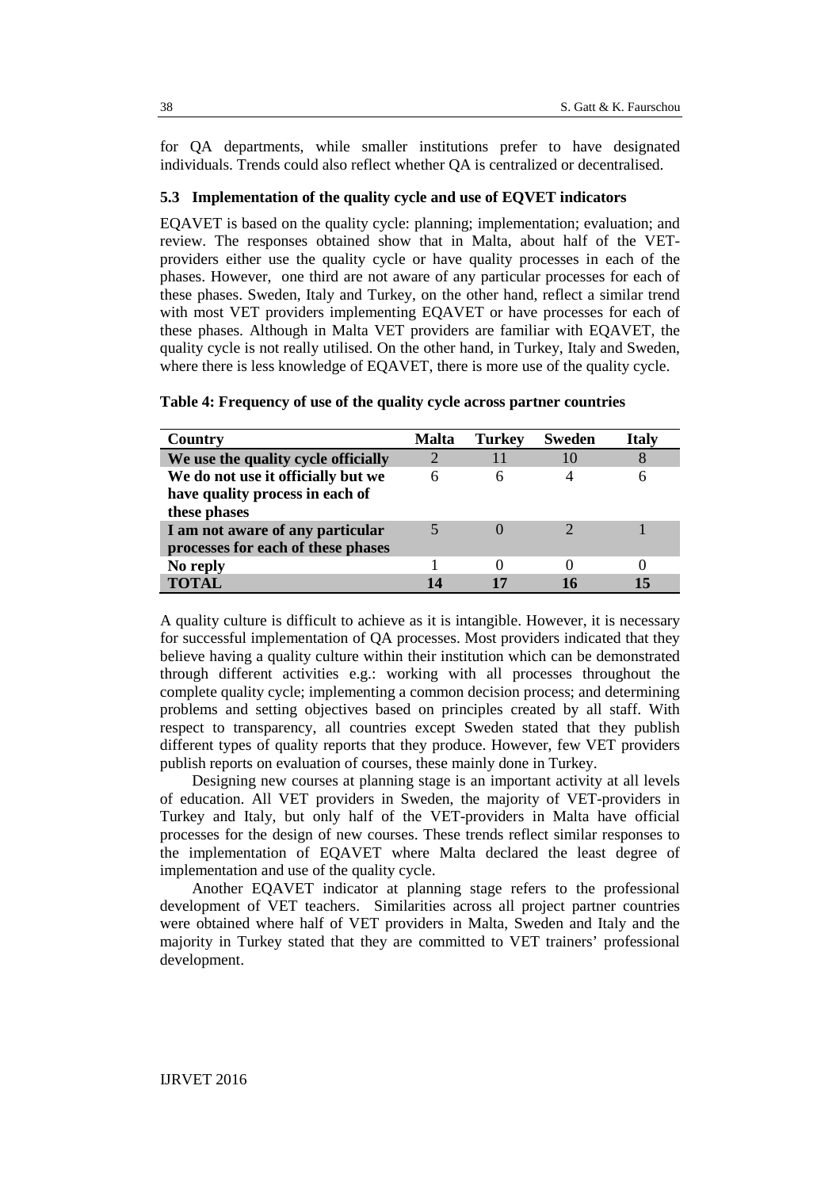for QA departments, while smaller institutions prefer to have designated individuals. Trends could also reflect whether QA is centralized or decentralised.

### 5.3 Implementation of the quality cycle and use of EQVET indicators

EQAVET is based on the quality cycle: planning; implementation; evaluation; and review. The responses obtained show that in Malta, about half of the VET-providers either use the quality cycle or have quality processes in each of the phases. However, one third are not aware of any particular processes for each of these phases. Sweden, Italy and Turkey, on the other hand, reflect a similar trend with most VET providers implementing EQAVET or have processes for each of these phases. Although in Malta VET providers are familiar with EQAVET, the quality cycle is not really utilised. On the other hand, in Turkey, Italy and Sweden, where there is less knowledge of EQAVET, there is more use of the quality cycle.

**Table 4: Frequency of use of the quality cycle across partner countries**

| Country | Malta | Turkey | Sweden | Italy |
|---|---|---|---|---|
| **We use the quality cycle officially** | 2 | 11 | 10 | 8 |
| **We do not use it officially but we have quality process in each of these phases** | 6 | 6 | 4 | 6 |
| **I am not aware of any particular processes for each of these phases** | 5 | 0 | 2 | 1 |
| **No reply** | 1 | 0 | 0 | 0 |
| **TOTAL** | **14** | **17** | **16** | **15** |

A quality culture is difficult to achieve as it is intangible. However, it is necessary for successful implementation of QA processes. Most providers indicated that they believe having a quality culture within their institution which can be demonstrated through different activities e.g.: working with all processes throughout the complete quality cycle; implementing a common decision process; and determining problems and setting objectives based on principles created by all staff. With respect to transparency, all countries except Sweden stated that they publish different types of quality reports that they produce. However, few VET providers publish reports on evaluation of courses, these mainly done in Turkey.

Designing new courses at planning stage is an important activity at all levels of education. All VET providers in Sweden, the majority of VET-providers in Turkey and Italy, but only half of the VET-providers in Malta have official processes for the design of new courses. These trends reflect similar responses to the implementation of EQAVET where Malta declared the least degree of implementation and use of the quality cycle.

Another EQAVET indicator at planning stage refers to the professional development of VET teachers. Similarities across all project partner countries were obtained where half of VET providers in Malta, Sweden and Italy and the majority in Turkey stated that they are committed to VET trainers' professional development.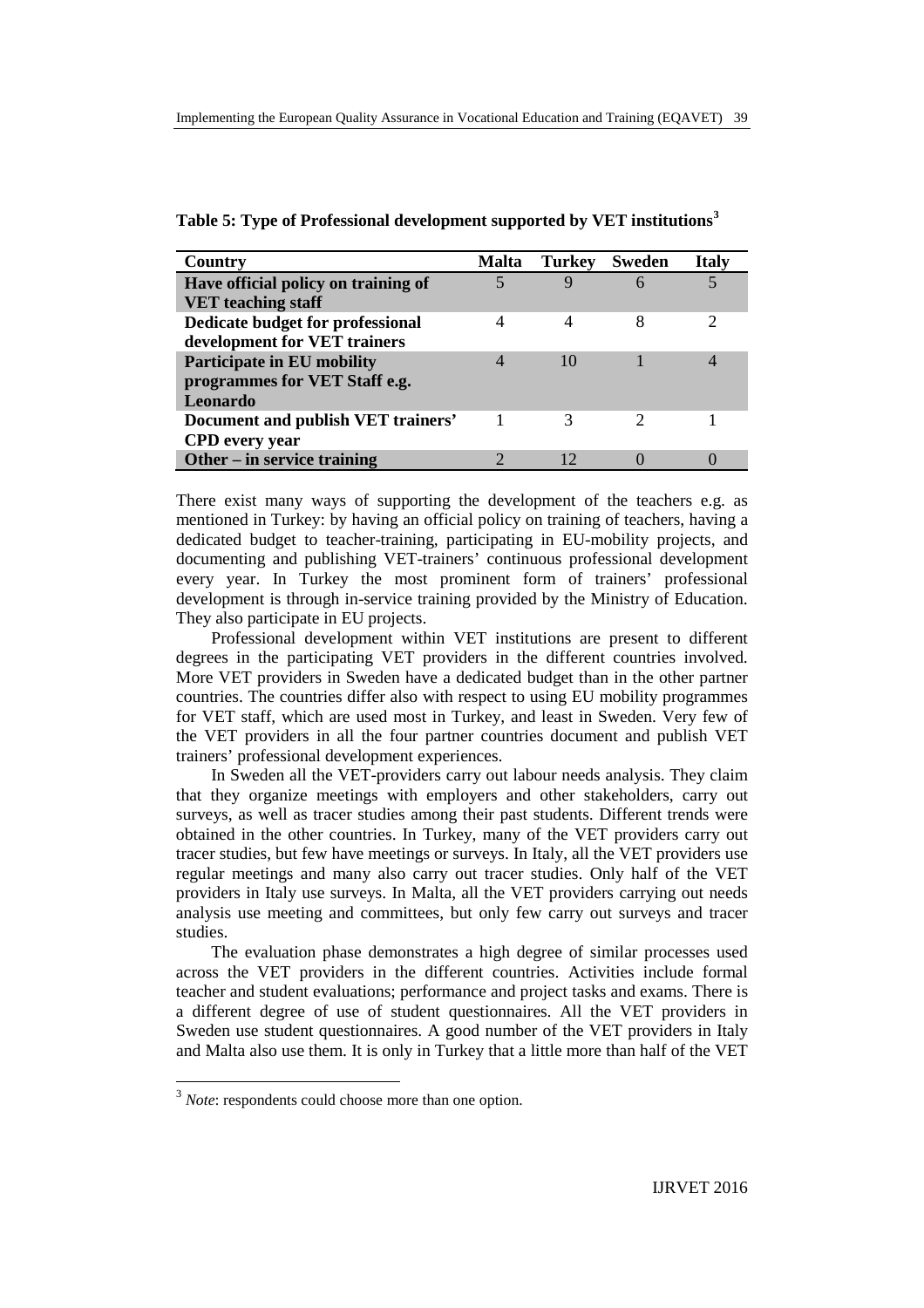**Table 5: Type of Professional development supported by VET institutions**[3]

| Country | Malta | Turkey | Sweden | Italy |
|---|---|---|---|---|
| **Have official policy on training of VET teaching staff** | 5 | 9 | 6 | 5 |
| **Dedicate budget for professional development for VET trainers** | 4 | 4 | 8 | 2 |
| **Participate in EU mobility programmes for VET Staff e.g. Leonardo** | 4 | 10 | 1 | 4 |
| **Document and publish VET trainers' CPD every year** | 1 | 3 | 2 | 1 |
| **Other – in service training** | 2 | 12 | 0 | 0 |

There exist many ways of supporting the development of the teachers e.g. as mentioned in Turkey: by having an official policy on training of teachers, having a dedicated budget to teacher-training, participating in EU-mobility projects, and documenting and publishing VET-trainers' continuous professional development every year. In Turkey the most prominent form of trainers' professional development is through in-service training provided by the Ministry of Education. They also participate in EU projects.

Professional development within VET institutions are present to different degrees in the participating VET providers in the different countries involved. More VET providers in Sweden have a dedicated budget than in the other partner countries. The countries differ also with respect to using EU mobility programmes for VET staff, which are used most in Turkey, and least in Sweden. Very few of the VET providers in all the four partner countries document and publish VET trainers' professional development experiences.

In Sweden all the VET-providers carry out labour needs analysis. They claim that they organize meetings with employers and other stakeholders, carry out surveys, as well as tracer studies among their past students. Different trends were obtained in the other countries. In Turkey, many of the VET providers carry out tracer studies, but few have meetings or surveys. In Italy, all the VET providers use regular meetings and many also carry out tracer studies. Only half of the VET providers in Italy use surveys. In Malta, all the VET providers carrying out needs analysis use meeting and committees, but only few carry out surveys and tracer studies.

The evaluation phase demonstrates a high degree of similar processes used across the VET providers in the different countries. Activities include formal teacher and student evaluations; performance and project tasks and exams. There is a different degree of use of student questionnaires. All the VET providers in Sweden use student questionnaires. A good number of the VET providers in Italy and Malta also use them. It is only in Turkey that a little more than half of the VET

[3] *Note*: respondents could choose more than one option.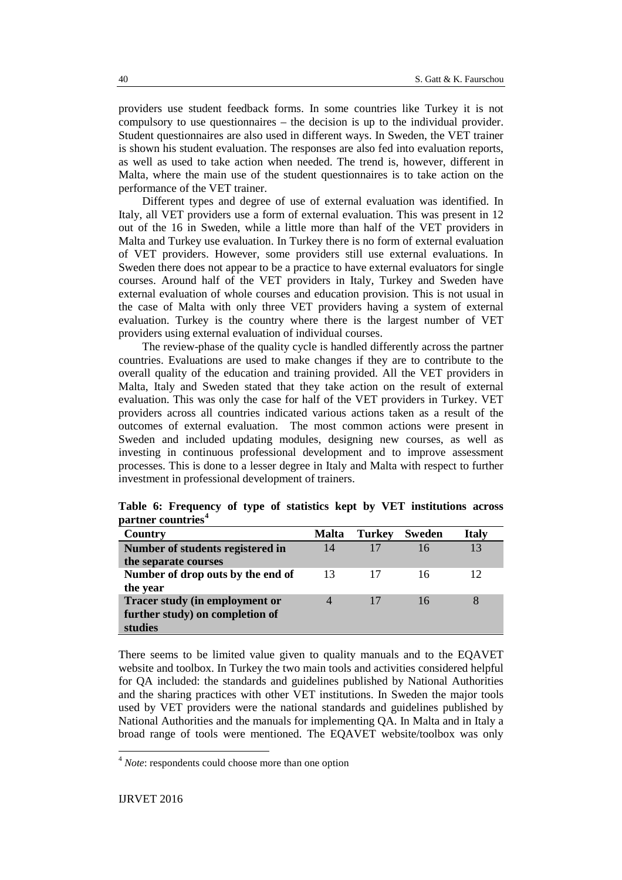providers use student feedback forms. In some countries like Turkey it is not compulsory to use questionnaires – the decision is up to the individual provider. Student questionnaires are also used in different ways. In Sweden, the VET trainer is shown his student evaluation. The responses are also fed into evaluation reports, as well as used to take action when needed. The trend is, however, different in Malta, where the main use of the student questionnaires is to take action on the performance of the VET trainer.

Different types and degree of use of external evaluation was identified. In Italy, all VET providers use a form of external evaluation. This was present in 12 out of the 16 in Sweden, while a little more than half of the VET providers in Malta and Turkey use evaluation. In Turkey there is no form of external evaluation of VET providers. However, some providers still use external evaluations. In Sweden there does not appear to be a practice to have external evaluators for single courses. Around half of the VET providers in Italy, Turkey and Sweden have external evaluation of whole courses and education provision. This is not usual in the case of Malta with only three VET providers having a system of external evaluation. Turkey is the country where there is the largest number of VET providers using external evaluation of individual courses.

The review-phase of the quality cycle is handled differently across the partner countries. Evaluations are used to make changes if they are to contribute to the overall quality of the education and training provided. All the VET providers in Malta, Italy and Sweden stated that they take action on the result of external evaluation. This was only the case for half of the VET providers in Turkey. VET providers across all countries indicated various actions taken as a result of the outcomes of external evaluation. The most common actions were present in Sweden and included updating modules, designing new courses, as well as investing in continuous professional development and to improve assessment processes. This is done to a lesser degree in Italy and Malta with respect to further investment in professional development of trainers.

**Table 6: Frequency of type of statistics kept by VET institutions across partner countries[4]**

| Country | Malta | Turkey | Sweden | Italy |
|---|---|---|---|---|
| **Number of students registered in the separate courses** | 14 | 17 | 16 | 13 |
| **Number of drop outs by the end of the year** | 13 | 17 | 16 | 12 |
| **Tracer study (in employment or further study) on completion of studies** | 4 | 17 | 16 | 8 |

There seems to be limited value given to quality manuals and to the EQAVET website and toolbox. In Turkey the two main tools and activities considered helpful for QA included: the standards and guidelines published by National Authorities and the sharing practices with other VET institutions. In Sweden the major tools used by VET providers were the national standards and guidelines published by National Authorities and the manuals for implementing QA. In Malta and in Italy a broad range of tools were mentioned. The EQAVET website/toolbox was only

[4] *Note*: respondents could choose more than one option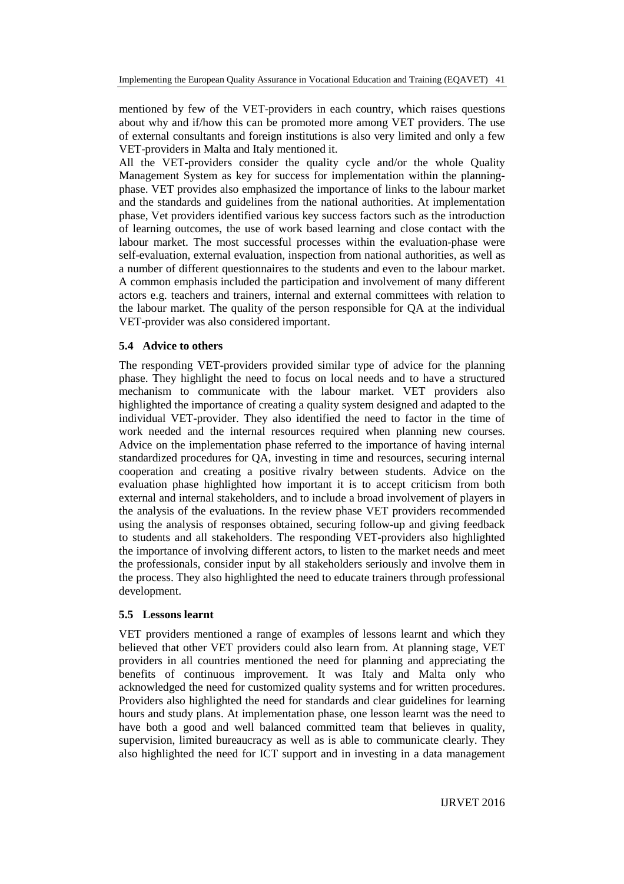mentioned by few of the VET-providers in each country, which raises questions about why and if/how this can be promoted more among VET providers. The use of external consultants and foreign institutions is also very limited and only a few VET-providers in Malta and Italy mentioned it.

All the VET-providers consider the quality cycle and/or the whole Quality Management System as key for success for implementation within the planning-phase. VET provides also emphasized the importance of links to the labour market and the standards and guidelines from the national authorities. At implementation phase, Vet providers identified various key success factors such as the introduction of learning outcomes, the use of work based learning and close contact with the labour market. The most successful processes within the evaluation-phase were self-evaluation, external evaluation, inspection from national authorities, as well as a number of different questionnaires to the students and even to the labour market. A common emphasis included the participation and involvement of many different actors e.g. teachers and trainers, internal and external committees with relation to the labour market. The quality of the person responsible for QA at the individual VET-provider was also considered important.

### 5.4 Advice to others

The responding VET-providers provided similar type of advice for the planning phase. They highlight the need to focus on local needs and to have a structured mechanism to communicate with the labour market. VET providers also highlighted the importance of creating a quality system designed and adapted to the individual VET-provider. They also identified the need to factor in the time of work needed and the internal resources required when planning new courses. Advice on the implementation phase referred to the importance of having internal standardized procedures for QA, investing in time and resources, securing internal cooperation and creating a positive rivalry between students. Advice on the evaluation phase highlighted how important it is to accept criticism from both external and internal stakeholders, and to include a broad involvement of players in the analysis of the evaluations. In the review phase VET providers recommended using the analysis of responses obtained, securing follow-up and giving feedback to students and all stakeholders. The responding VET-providers also highlighted the importance of involving different actors, to listen to the market needs and meet the professionals, consider input by all stakeholders seriously and involve them in the process. They also highlighted the need to educate trainers through professional development.

### 5.5 Lessons learnt

VET providers mentioned a range of examples of lessons learnt and which they believed that other VET providers could also learn from. At planning stage, VET providers in all countries mentioned the need for planning and appreciating the benefits of continuous improvement. It was Italy and Malta only who acknowledged the need for customized quality systems and for written procedures. Providers also highlighted the need for standards and clear guidelines for learning hours and study plans. At implementation phase, one lesson learnt was the need to have both a good and well balanced committed team that believes in quality, supervision, limited bureaucracy as well as is able to communicate clearly. They also highlighted the need for ICT support and in investing in a data management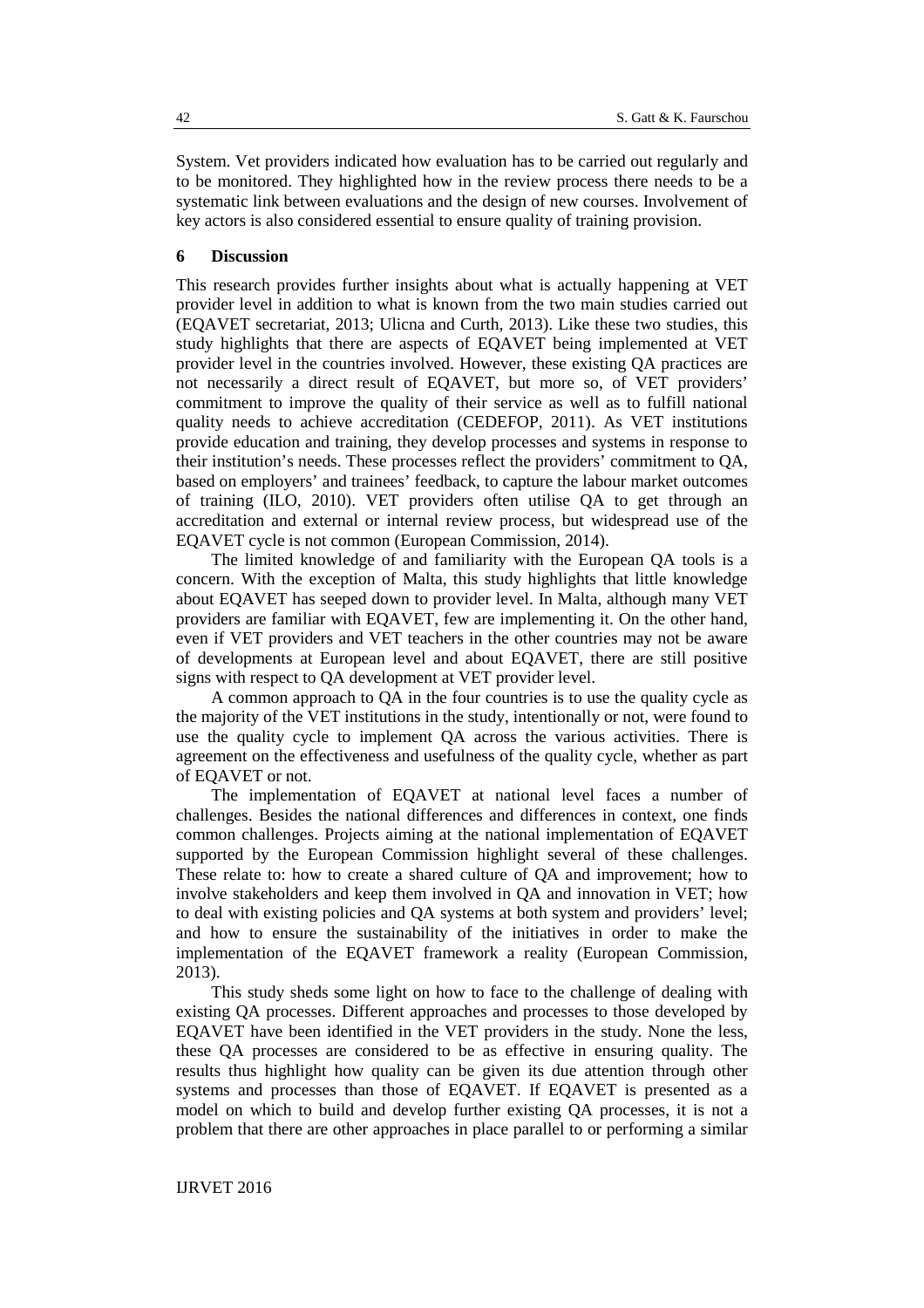System. Vet providers indicated how evaluation has to be carried out regularly and to be monitored. They highlighted how in the review process there needs to be a systematic link between evaluations and the design of new courses. Involvement of key actors is also considered essential to ensure quality of training provision.

## 6 Discussion

This research provides further insights about what is actually happening at VET provider level in addition to what is known from the two main studies carried out (EQAVET secretariat, 2013; Ulicna and Curth, 2013). Like these two studies, this study highlights that there are aspects of EQAVET being implemented at VET provider level in the countries involved. However, these existing QA practices are not necessarily a direct result of EQAVET, but more so, of VET providers' commitment to improve the quality of their service as well as to fulfill national quality needs to achieve accreditation (CEDEFOP, 2011). As VET institutions provide education and training, they develop processes and systems in response to their institution's needs. These processes reflect the providers' commitment to QA, based on employers' and trainees' feedback, to capture the labour market outcomes of training (ILO, 2010). VET providers often utilise QA to get through an accreditation and external or internal review process, but widespread use of the EQAVET cycle is not common (European Commission, 2014).

The limited knowledge of and familiarity with the European QA tools is a concern. With the exception of Malta, this study highlights that little knowledge about EQAVET has seeped down to provider level. In Malta, although many VET providers are familiar with EQAVET, few are implementing it. On the other hand, even if VET providers and VET teachers in the other countries may not be aware of developments at European level and about EQAVET, there are still positive signs with respect to QA development at VET provider level.

A common approach to QA in the four countries is to use the quality cycle as the majority of the VET institutions in the study, intentionally or not, were found to use the quality cycle to implement QA across the various activities. There is agreement on the effectiveness and usefulness of the quality cycle, whether as part of EQAVET or not.

The implementation of EQAVET at national level faces a number of challenges. Besides the national differences and differences in context, one finds common challenges. Projects aiming at the national implementation of EQAVET supported by the European Commission highlight several of these challenges. These relate to: how to create a shared culture of QA and improvement; how to involve stakeholders and keep them involved in QA and innovation in VET; how to deal with existing policies and QA systems at both system and providers' level; and how to ensure the sustainability of the initiatives in order to make the implementation of the EQAVET framework a reality (European Commission, 2013).

This study sheds some light on how to face to the challenge of dealing with existing QA processes. Different approaches and processes to those developed by EQAVET have been identified in the VET providers in the study. None the less, these QA processes are considered to be as effective in ensuring quality. The results thus highlight how quality can be given its due attention through other systems and processes than those of EQAVET. If EQAVET is presented as a model on which to build and develop further existing QA processes, it is not a problem that there are other approaches in place parallel to or performing a similar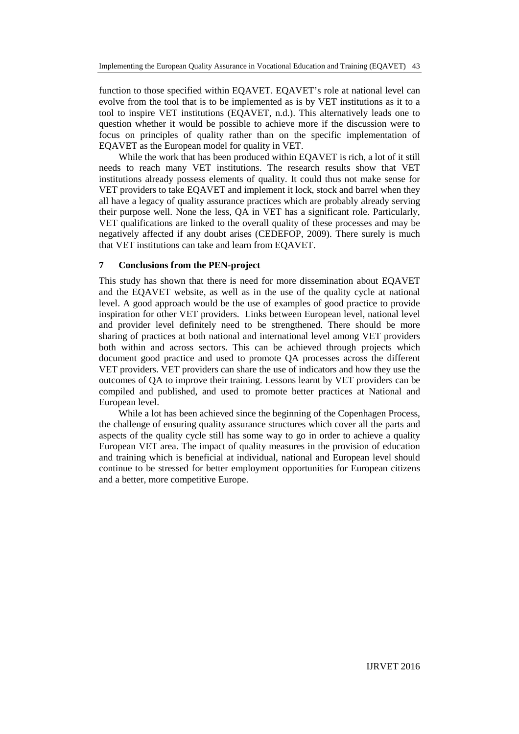function to those specified within EQAVET. EQAVET's role at national level can evolve from the tool that is to be implemented as is by VET institutions as it to a tool to inspire VET institutions (EQAVET, n.d.). This alternatively leads one to question whether it would be possible to achieve more if the discussion were to focus on principles of quality rather than on the specific implementation of EQAVET as the European model for quality in VET.

While the work that has been produced within EQAVET is rich, a lot of it still needs to reach many VET institutions. The research results show that VET institutions already possess elements of quality. It could thus not make sense for VET providers to take EQAVET and implement it lock, stock and barrel when they all have a legacy of quality assurance practices which are probably already serving their purpose well. None the less, QA in VET has a significant role. Particularly, VET qualifications are linked to the overall quality of these processes and may be negatively affected if any doubt arises (CEDEFOP, 2009). There surely is much that VET institutions can take and learn from EQAVET.

## 7 Conclusions from the PEN-project

This study has shown that there is need for more dissemination about EQAVET and the EQAVET website, as well as in the use of the quality cycle at national level. A good approach would be the use of examples of good practice to provide inspiration for other VET providers. Links between European level, national level and provider level definitely need to be strengthened. There should be more sharing of practices at both national and international level among VET providers both within and across sectors. This can be achieved through projects which document good practice and used to promote QA processes across the different VET providers. VET providers can share the use of indicators and how they use the outcomes of QA to improve their training. Lessons learnt by VET providers can be compiled and published, and used to promote better practices at National and European level.

While a lot has been achieved since the beginning of the Copenhagen Process, the challenge of ensuring quality assurance structures which cover all the parts and aspects of the quality cycle still has some way to go in order to achieve a quality European VET area. The impact of quality measures in the provision of education and training which is beneficial at individual, national and European level should continue to be stressed for better employment opportunities for European citizens and a better, more competitive Europe.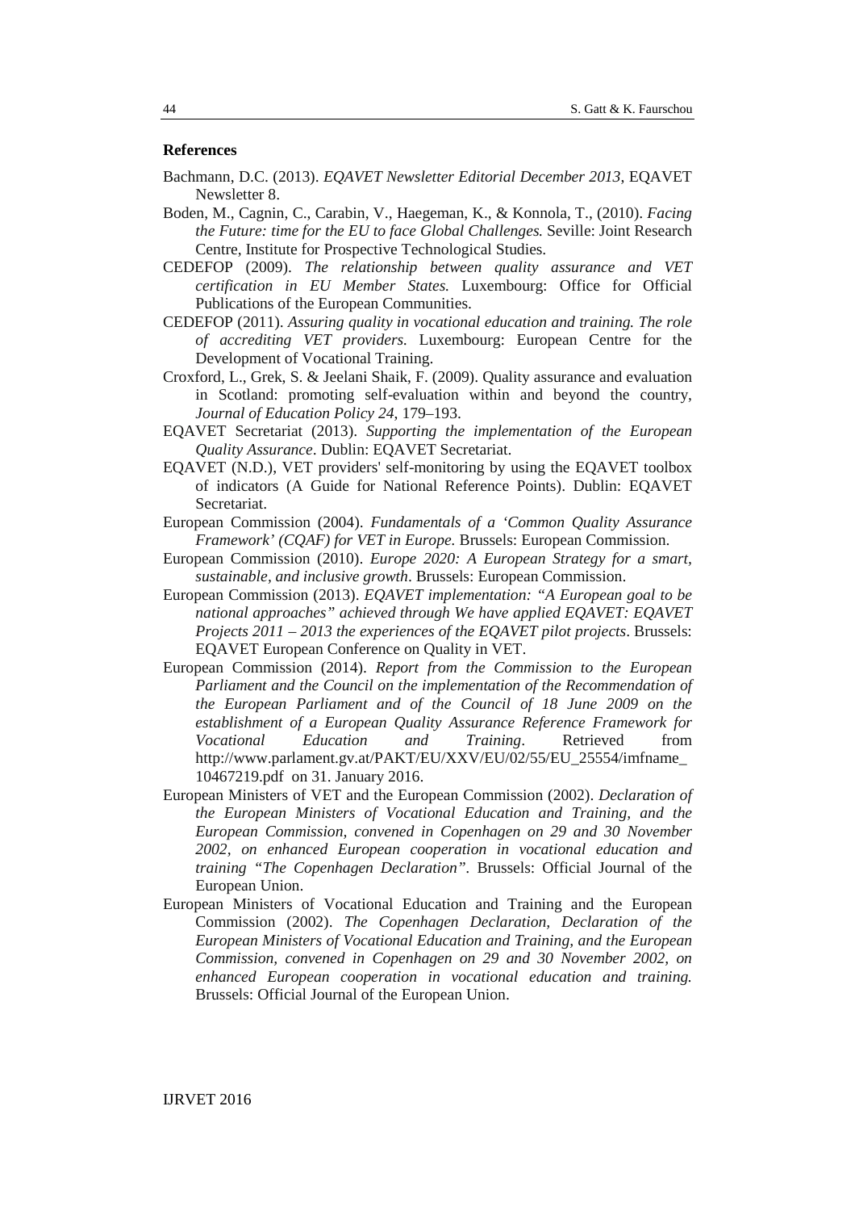## References

Bachmann, D.C. (2013). *EQAVET Newsletter Editorial December 2013*, EQAVET Newsletter 8.

Boden, M., Cagnin, C., Carabin, V., Haegeman, K., & Konnola, T., (2010). *Facing the Future: time for the EU to face Global Challenges.* Seville: Joint Research Centre, Institute for Prospective Technological Studies.

CEDEFOP (2009). *The relationship between quality assurance and VET certification in EU Member States.* Luxembourg: Office for Official Publications of the European Communities.

CEDEFOP (2011). *Assuring quality in vocational education and training. The role of accrediting VET providers.* Luxembourg: European Centre for the Development of Vocational Training.

Croxford, L., Grek, S. & Jeelani Shaik, F. (2009). Quality assurance and evaluation in Scotland: promoting self-evaluation within and beyond the country, *Journal of Education Policy 24*, 179–193.

EQAVET Secretariat (2013). *Supporting the implementation of the European Quality Assurance*. Dublin: EQAVET Secretariat.

EQAVET (N.D.), VET providers' self-monitoring by using the EQAVET toolbox of indicators (A Guide for National Reference Points). Dublin: EQAVET Secretariat.

European Commission (2004). *Fundamentals of a 'Common Quality Assurance Framework' (CQAF) for VET in Europe.* Brussels: European Commission.

European Commission (2010). *Europe 2020: A European Strategy for a smart, sustainable, and inclusive growth*. Brussels: European Commission.

European Commission (2013). *EQAVET implementation: "A European goal to be national approaches" achieved through We have applied EQAVET: EQAVET Projects 2011 – 2013 the experiences of the EQAVET pilot projects*. Brussels: EQAVET European Conference on Quality in VET.

European Commission (2014). *Report from the Commission to the European Parliament and the Council on the implementation of the Recommendation of the European Parliament and of the Council of 18 June 2009 on the establishment of a European Quality Assurance Reference Framework for Vocational Education and Training*. Retrieved from http://www.parlament.gv.at/PAKT/EU/XXV/EU/02/55/EU_25554/imfname_10467219.pdf on 31. January 2016.

European Ministers of VET and the European Commission (2002). *Declaration of the European Ministers of Vocational Education and Training, and the European Commission, convened in Copenhagen on 29 and 30 November 2002, on enhanced European cooperation in vocational education and training "The Copenhagen Declaration"*. Brussels: Official Journal of the European Union.

European Ministers of Vocational Education and Training and the European Commission (2002). *The Copenhagen Declaration, Declaration of the European Ministers of Vocational Education and Training, and the European Commission, convened in Copenhagen on 29 and 30 November 2002, on enhanced European cooperation in vocational education and training.* Brussels: Official Journal of the European Union.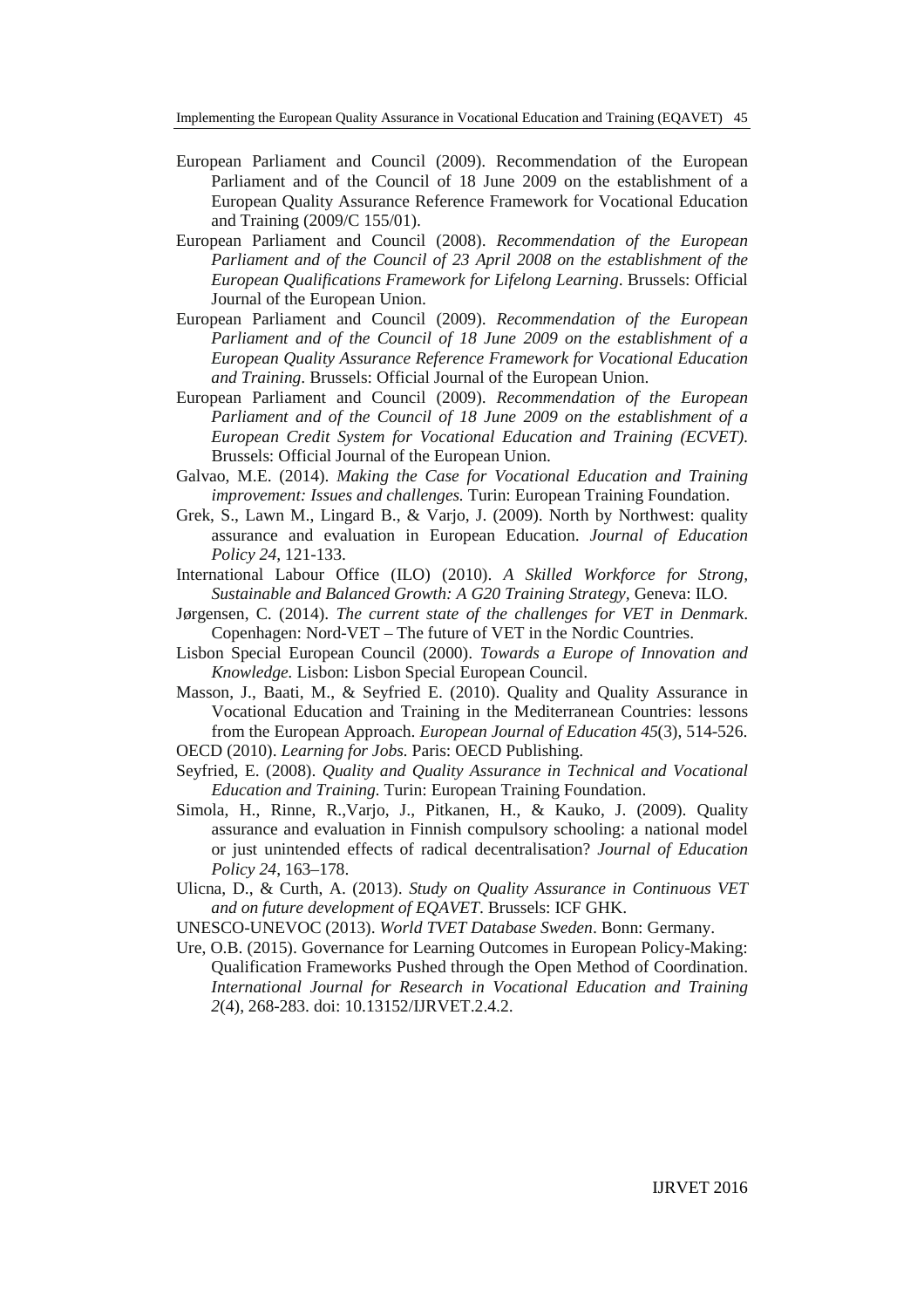European Parliament and Council (2009). Recommendation of the European Parliament and of the Council of 18 June 2009 on the establishment of a European Quality Assurance Reference Framework for Vocational Education and Training (2009/C 155/01).

European Parliament and Council (2008). *Recommendation of the European Parliament and of the Council of 23 April 2008 on the establishment of the European Qualifications Framework for Lifelong Learning*. Brussels: Official Journal of the European Union.

European Parliament and Council (2009). *Recommendation of the European Parliament and of the Council of 18 June 2009 on the establishment of a European Quality Assurance Reference Framework for Vocational Education and Training*. Brussels: Official Journal of the European Union.

European Parliament and Council (2009). *Recommendation of the European Parliament and of the Council of 18 June 2009 on the establishment of a European Credit System for Vocational Education and Training (ECVET)*. Brussels: Official Journal of the European Union.

Galvao, M.E. (2014). *Making the Case for Vocational Education and Training improvement: Issues and challenges.* Turin: European Training Foundation.

Grek, S., Lawn M., Lingard B., & Varjo, J. (2009). North by Northwest: quality assurance and evaluation in European Education. *Journal of Education Policy 24*, 121-133.

International Labour Office (ILO) (2010). *A Skilled Workforce for Strong, Sustainable and Balanced Growth: A G20 Training Strategy*, Geneva: ILO.

Jørgensen, C. (2014). *The current state of the challenges for VET in Denmark*. Copenhagen: Nord-VET – The future of VET in the Nordic Countries.

Lisbon Special European Council (2000). *Towards a Europe of Innovation and Knowledge.* Lisbon: Lisbon Special European Council.

Masson, J., Baati, M., & Seyfried E. (2010). Quality and Quality Assurance in Vocational Education and Training in the Mediterranean Countries: lessons from the European Approach. *European Journal of Education 45*(3), 514-526.

OECD (2010). *Learning for Jobs.* Paris: OECD Publishing.

Seyfried, E. (2008). *Quality and Quality Assurance in Technical and Vocational Education and Training.* Turin: European Training Foundation.

Simola, H., Rinne, R.,Varjo, J., Pitkanen, H., & Kauko, J. (2009). Quality assurance and evaluation in Finnish compulsory schooling: a national model or just unintended effects of radical decentralisation? *Journal of Education Policy 24*, 163–178.

Ulicna, D., & Curth, A. (2013). *Study on Quality Assurance in Continuous VET and on future development of EQAVET*. Brussels: ICF GHK.

UNESCO-UNEVOC (2013). *World TVET Database Sweden*. Bonn: Germany.

Ure, O.B. (2015). Governance for Learning Outcomes in European Policy-Making: Qualification Frameworks Pushed through the Open Method of Coordination. *International Journal for Research in Vocational Education and Training 2*(4), 268-283. doi: 10.13152/IJRVET.2.4.2.